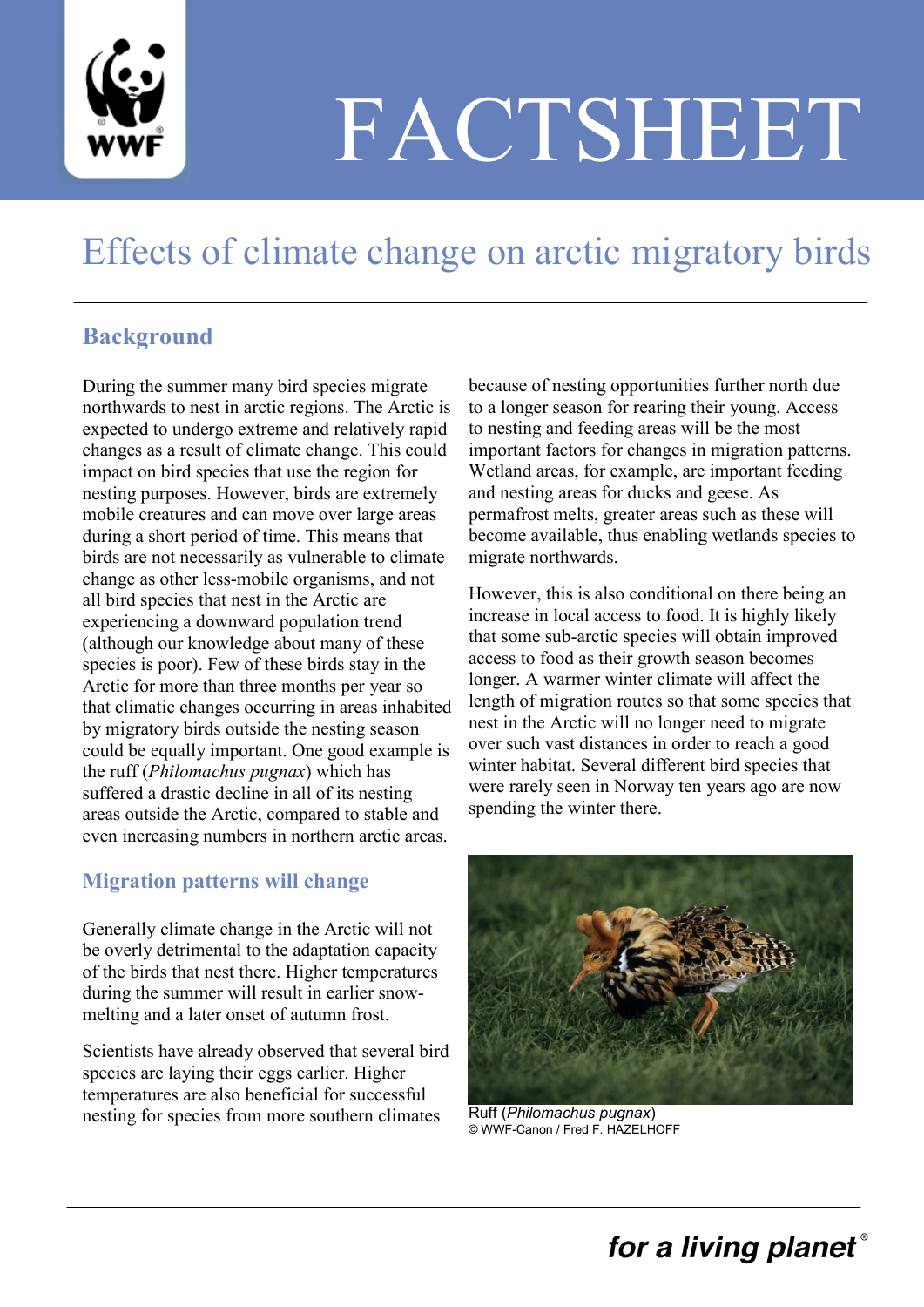# FACTSHEET

## Effects of climate change on arctic migratory birds

### Background

During the summer many bird species migrate northwards to nest in arctic regions. The Arctic is expected to undergo extreme and relatively rapid changes as a result of climate change. This could impact on bird species that use the region for nesting purposes. However, birds are extremely mobile creatures and can move over large areas during a short period of time. This means that birds are not necessarily as vulnerable to climate change as other less-mobile organisms, and not all bird species that nest in the Arctic are experiencing a downward population trend (although our knowledge about many of these species is poor). Few of these birds stay in the Arctic for more than three months per year so that climatic changes occurring in areas inhabited by migratory birds outside the nesting season could be equally important. One good example is the ruff (*Philomachus pugnax*) which has suffered a drastic decline in all of its nesting areas outside the Arctic, compared to stable and even increasing numbers in northern arctic areas.

### Migration patterns will change

Generally climate change in the Arctic will not be overly detrimental to the adaptation capacity of the birds that nest there. Higher temperatures during the summer will result in earlier snow-melting and a later onset of autumn frost.

Scientists have already observed that several bird species are laying their eggs earlier. Higher temperatures are also beneficial for successful nesting for species from more southern climates because of nesting opportunities further north due to a longer season for rearing their young. Access to nesting and feeding areas will be the most important factors for changes in migration patterns. Wetland areas, for example, are important feeding and nesting areas for ducks and geese. As permafrost melts, greater areas such as these will become available, thus enabling wetlands species to migrate northwards.

However, this is also conditional on there being an increase in local access to food. It is highly likely that some sub-arctic species will obtain improved access to food as their growth season becomes longer. A warmer winter climate will affect the length of migration routes so that some species that nest in the Arctic will no longer need to migrate over such vast distances in order to reach a good winter habitat. Several different bird species that were rarely seen in Norway ten years ago are now spending the winter there.

Ruff (*Philomachus pugnax*)
© WWF-Canon / Fred F. HAZELHOFF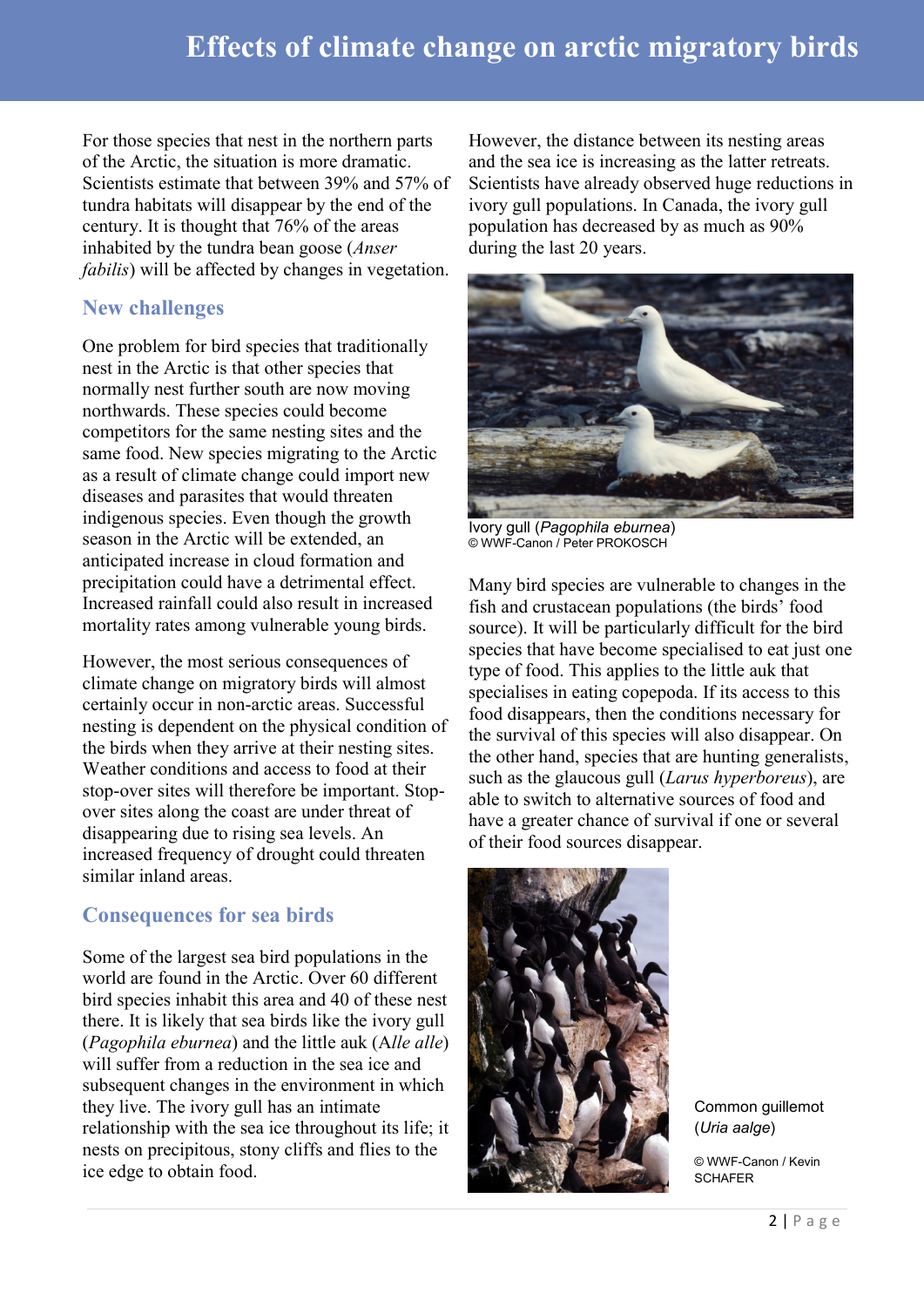For those species that nest in the northern parts of the Arctic, the situation is more dramatic. Scientists estimate that between 39% and 57% of tundra habitats will disappear by the end of the century. It is thought that 76% of the areas inhabited by the tundra bean goose (*Anser fabilis*) will be affected by changes in vegetation.

## New challenges

One problem for bird species that traditionally nest in the Arctic is that other species that normally nest further south are now moving northwards. These species could become competitors for the same nesting sites and the same food. New species migrating to the Arctic as a result of climate change could import new diseases and parasites that would threaten indigenous species. Even though the growth season in the Arctic will be extended, an anticipated increase in cloud formation and precipitation could have a detrimental effect. Increased rainfall could also result in increased mortality rates among vulnerable young birds.

However, the most serious consequences of climate change on migratory birds will almost certainly occur in non-arctic areas. Successful nesting is dependent on the physical condition of the birds when they arrive at their nesting sites. Weather conditions and access to food at their stop-over sites will therefore be important. Stop-over sites along the coast are under threat of disappearing due to rising sea levels. An increased frequency of drought could threaten similar inland areas.

## Consequences for sea birds

Some of the largest sea bird populations in the world are found in the Arctic. Over 60 different bird species inhabit this area and 40 of these nest there. It is likely that sea birds like the ivory gull (*Pagophila eburnea*) and the little auk (*Alle alle*) will suffer from a reduction in the sea ice and subsequent changes in the environment in which they live. The ivory gull has an intimate relationship with the sea ice throughout its life; it nests on precipitous, stony cliffs and flies to the ice edge to obtain food. However, the distance between its nesting areas and the sea ice is increasing as the latter retreats. Scientists have already observed huge reductions in ivory gull populations. In Canada, the ivory gull population has decreased by as much as 90% during the last 20 years.

Ivory gull (*Pagophila eburnea*)
© WWF-Canon / Peter PROKOSCH

Many bird species are vulnerable to changes in the fish and crustacean populations (the birds' food source). It will be particularly difficult for the bird species that have become specialised to eat just one type of food. This applies to the little auk that specialises in eating copepoda. If its access to this food disappears, then the conditions necessary for the survival of this species will also disappear. On the other hand, species that are hunting generalists, such as the glaucous gull (*Larus hyperboreus*), are able to switch to alternative sources of food and have a greater chance of survival if one or several of their food sources disappear.

Common guillemot (*Uria aalge*)

© WWF-Canon / Kevin SCHAFER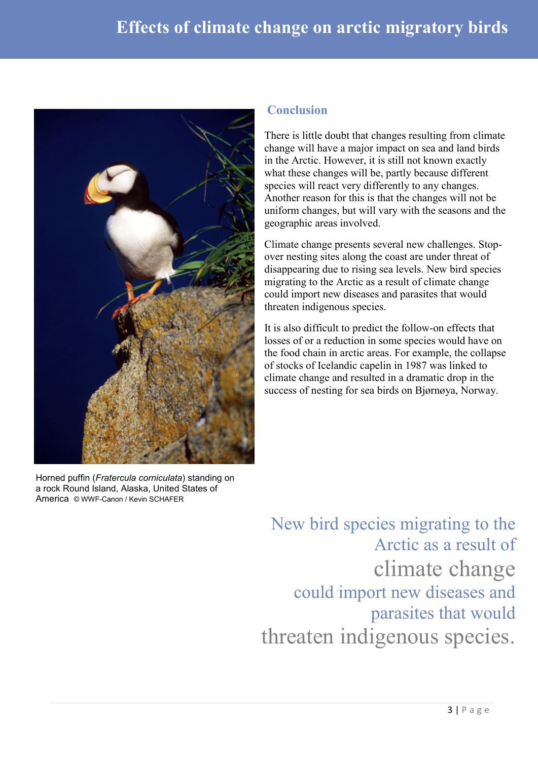Horned puffin (*Fratercula corniculata*) standing on a rock Round Island, Alaska, United States of America © WWF-Canon / Kevin SCHAFER

## Conclusion

There is little doubt that changes resulting from climate change will have a major impact on sea and land birds in the Arctic. However, it is still not known exactly what these changes will be, partly because different species will react very differently to any changes. Another reason for this is that the changes will not be uniform changes, but will vary with the seasons and the geographic areas involved.

Climate change presents several new challenges. Stop-over nesting sites along the coast are under threat of disappearing due to rising sea levels. New bird species migrating to the Arctic as a result of climate change could import new diseases and parasites that would threaten indigenous species.

It is also difficult to predict the follow-on effects that losses of or a reduction in some species would have on the food chain in arctic areas. For example, the collapse of stocks of Icelandic capelin in 1987 was linked to climate change and resulted in a dramatic drop in the success of nesting for sea birds on Bjørnøya, Norway.

> New bird species migrating to the Arctic as a result of climate change could import new diseases and parasites that would threaten indigenous species.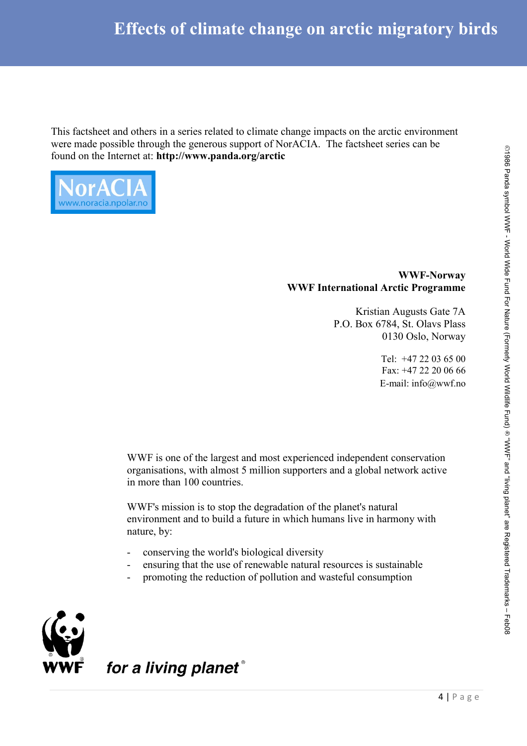This factsheet and others in a series related to climate change impacts on the arctic environment were made possible through the generous support of NorACIA. The factsheet series can be found on the Internet at: **http://www.panda.org/arctic**

NorACIA
www.noracia.npolar.no

**WWF-Norway**
**WWF International Arctic Programme**

Kristian Augusts Gate 7A
P.O. Box 6784, St. Olavs Plass
0130 Oslo, Norway

Tel: +47 22 03 65 00
Fax: +47 22 20 06 66
E-mail: info@wwf.no

WWF is one of the largest and most experienced independent conservation organisations, with almost 5 million supporters and a global network active in more than 100 countries.

WWF's mission is to stop the degradation of the planet's natural environment and to build a future in which humans live in harmony with nature, by:

- conserving the world's biological diversity
- ensuring that the use of renewable natural resources is sustainable
- promoting the reduction of pollution and wasteful consumption

WWF *for a living planet*®

©1986 Panda symbol WWF - World Wide Fund For Nature (Formerly World Wildlife Fund) ® "WWF" and "living planet" are Registered Trademarks – Feb08